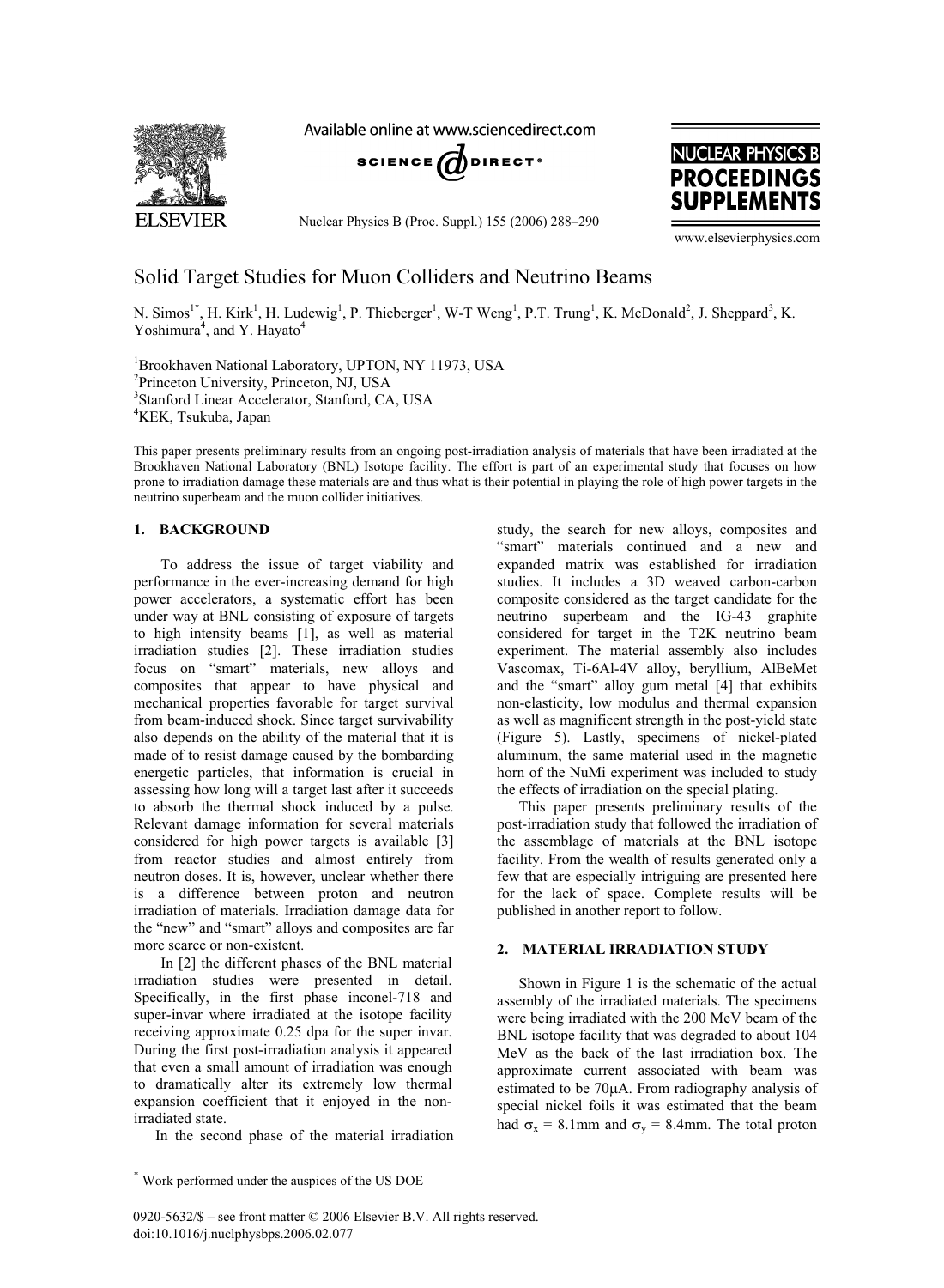# Solid Target Studies for Muon Colliders and Neutrino Beams

N. Simos[1*], H. Kirk[1], H. Ludewig[1], P. Thieberger[1], W-T Weng[1], P.T. Trung[1], K. McDonald[2], J. Sheppard[3], K. Yoshimura[4], and Y. Hayato[4]

[1]Brookhaven National Laboratory, UPTON, NY 11973, USA

[2]Princeton University, Princeton, NJ, USA

[3]Stanford Linear Accelerator, Stanford, CA, USA

[4]KEK, Tsukuba, Japan

This paper presents preliminary results from an ongoing post-irradiation analysis of materials that have been irradiated at the Brookhaven National Laboratory (BNL) Isotope facility. The effort is part of an experimental study that focuses on how prone to irradiation damage these materials are and thus what is their potential in playing the role of high power targets in the neutrino superbeam and the muon collider initiatives.

## 1. BACKGROUND

To address the issue of target viability and performance in the ever-increasing demand for high power accelerators, a systematic effort has been under way at BNL consisting of exposure of targets to high intensity beams [1], as well as material irradiation studies [2]. These irradiation studies focus on "smart" materials, new alloys and composites that appear to have physical and mechanical properties favorable for target survival from beam-induced shock. Since target survivability also depends on the ability of the material that it is made of to resist damage caused by the bombarding energetic particles, that information is crucial in assessing how long will a target last after it succeeds to absorb the thermal shock induced by a pulse. Relevant damage information for several materials considered for high power targets is available [3] from reactor studies and almost entirely from neutron doses. It is, however, unclear whether there is a difference between proton and neutron irradiation of materials. Irradiation damage data for the "new" and "smart" alloys and composites are far more scarce or non-existent.

In [2] the different phases of the BNL material irradiation studies were presented in detail. Specifically, in the first phase inconel-718 and super-invar where irradiated at the isotope facility receiving approximate 0.25 dpa for the super invar. During the first post-irradiation analysis it appeared that even a small amount of irradiation was enough to dramatically alter its extremely low thermal expansion coefficient that it enjoyed in the non-irradiated state.

In the second phase of the material irradiation study, the search for new alloys, composites and "smart" materials continued and a new and expanded matrix was established for irradiation studies. It includes a 3D weaved carbon-carbon composite considered as the target candidate for the neutrino superbeam and the IG-43 graphite considered for target in the T2K neutrino beam experiment. The material assembly also includes Vascomax, Ti-6Al-4V alloy, beryllium, AlBeMet and the "smart" alloy gum metal [4] that exhibits non-elasticity, low modulus and thermal expansion as well as magnificent strength in the post-yield state (Figure 5). Lastly, specimens of nickel-plated aluminum, the same material used in the magnetic horn of the NuMi experiment was included to study the effects of irradiation on the special plating.

This paper presents preliminary results of the post-irradiation study that followed the irradiation of the assemblage of materials at the BNL isotope facility. From the wealth of results generated only a few that are especially intriguing are presented here for the lack of space. Complete results will be published in another report to follow.

## 2. MATERIAL IRRADIATION STUDY

Shown in Figure 1 is the schematic of the actual assembly of the irradiated materials. The specimens were being irradiated with the 200 MeV beam of the BNL isotope facility that was degraded to about 104 MeV as the back of the last irradiation box. The approximate current associated with beam was estimated to be 70μA. From radiography analysis of special nickel foils it was estimated that the beam had $\sigma_x$ = 8.1mm and $\sigma_y$ = 8.4mm. The total proton

* Work performed under the auspices of the US DOE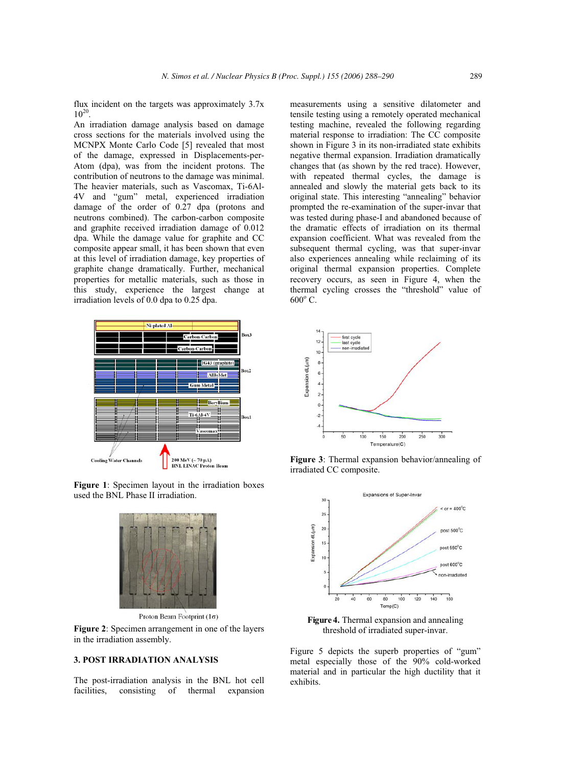flux incident on the targets was approximately 3.7x $10^{20}$.

An irradiation damage analysis based on damage cross sections for the materials involved using the MCNPX Monte Carlo Code [5] revealed that most of the damage, expressed in Displacements-per-Atom (dpa), was from the incident protons. The contribution of neutrons to the damage was minimal. The heavier materials, such as Vascomax, Ti-6Al-4V and "gum" metal, experienced irradiation damage of the order of 0.27 dpa (protons and neutrons combined). The carbon-carbon composite and graphite received irradiation damage of 0.012 dpa. While the damage value for graphite and CC composite appear small, it has been shown that even at this level of irradiation damage, key properties of graphite change dramatically. Further, mechanical properties for metallic materials, such as those in this study, experience the largest change at irradiation levels of 0.0 dpa to 0.25 dpa.

**Figure 1**: Specimen layout in the irradiation boxes used the BNL Phase II irradiation.

**Figure 2**: Specimen arrangement in one of the layers in the irradiation assembly.

## 3. POST IRRADIATION ANALYSIS

The post-irradiation analysis in the BNL hot cell facilities, consisting of thermal expansion measurements using a sensitive dilatometer and tensile testing using a remotely operated mechanical testing machine, revealed the following regarding material response to irradiation: The CC composite shown in Figure 3 in its non-irradiated state exhibits negative thermal expansion. Irradiation dramatically changes that (as shown by the red trace). However, with repeated thermal cycles, the damage is annealed and slowly the material gets back to its original state. This interesting "annealing" behavior prompted the re-examination of the super-invar that was tested during phase-I and abandoned because of the dramatic effects of irradiation on its thermal expansion coefficient. What was revealed from the subsequent thermal cycling, was that super-invar also experiences annealing while reclaiming of its original thermal expansion properties. Complete recovery occurs, as seen in Figure 4, when the thermal cycling crosses the "threshold" value of 600° C.

**Figure 3**: Thermal expansion behavior/annealing of irradiated CC composite.

**Figure 4.** Thermal expansion and annealing threshold of irradiated super-invar.

Figure 5 depicts the superb properties of "gum" metal especially those of the 90% cold-worked material and in particular the high ductility that it exhibits.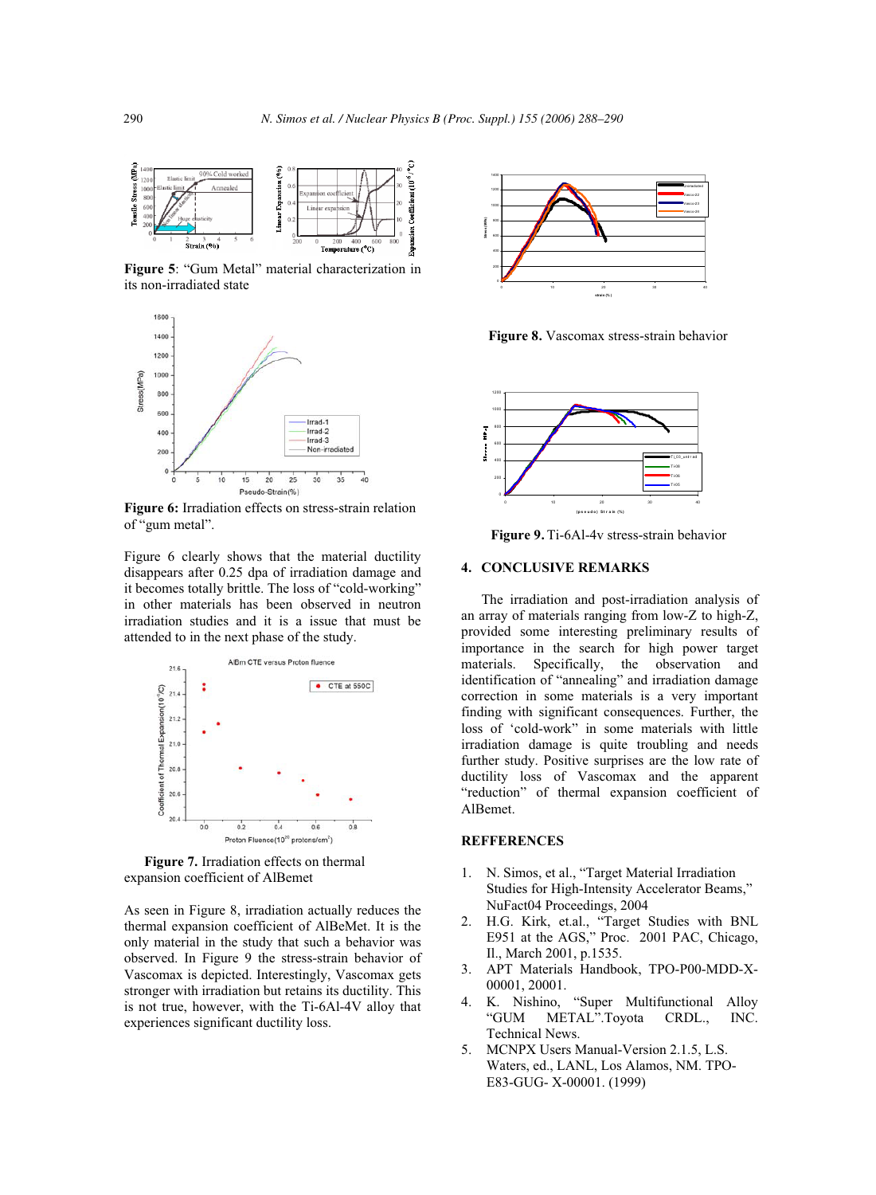Figure 5: "Gum Metal" material characterization in its non-irradiated state

Figure 6: Irradiation effects on stress-strain relation of "gum metal".

Figure 6 clearly shows that the material ductility disappears after 0.25 dpa of irradiation damage and it becomes totally brittle. The loss of "cold-working" in other materials has been observed in neutron irradiation studies and it is a issue that must be attended to in the next phase of the study.

**Figure 7.** Irradiation effects on thermal expansion coefficient of AlBemet

As seen in Figure 8, irradiation actually reduces the thermal expansion coefficient of AlBeMet. It is the only material in the study that such a behavior was observed. In Figure 9 the stress-strain behavior of Vascomax is depicted. Interestingly, Vascomax gets stronger with irradiation but retains its ductility. This is not true, however, with the Ti-6Al-4V alloy that experiences significant ductility loss.

**Figure 8.** Vascomax stress-strain behavior

**Figure 9.** Ti-6Al-4v stress-strain behavior

## 4. CONCLUSIVE REMARKS

The irradiation and post-irradiation analysis of an array of materials ranging from low-Z to high-Z, provided some interesting preliminary results of importance in the search for high power target materials. Specifically, the observation and identification of "annealing" and irradiation damage correction in some materials is a very important finding with significant consequences. Further, the loss of 'cold-work' in some materials with little irradiation damage is quite troubling and needs further study. Positive surprises are the low rate of ductility loss of Vascomax and the apparent "reduction" of thermal expansion coefficient of AlBemet.

## REFFERENCES

1. N. Simos, et al., "Target Material Irradiation Studies for High-Intensity Accelerator Beams," NuFact04 Proceedings, 2004
2. H.G. Kirk, et.al., "Target Studies with BNL E951 at the AGS," Proc. 2001 PAC, Chicago, Il., March 2001, p.1535.
3. APT Materials Handbook, TPO-P00-MDD-X-00001, 20001.
4. K. Nishino, "Super Multifunctional Alloy "GUM METAL".Toyota CRDL., INC. Technical News.
5. MCNPX Users Manual-Version 2.1.5, L.S. Waters, ed., LANL, Los Alamos, NM. TPO-E83-GUG- X-00001. (1999)